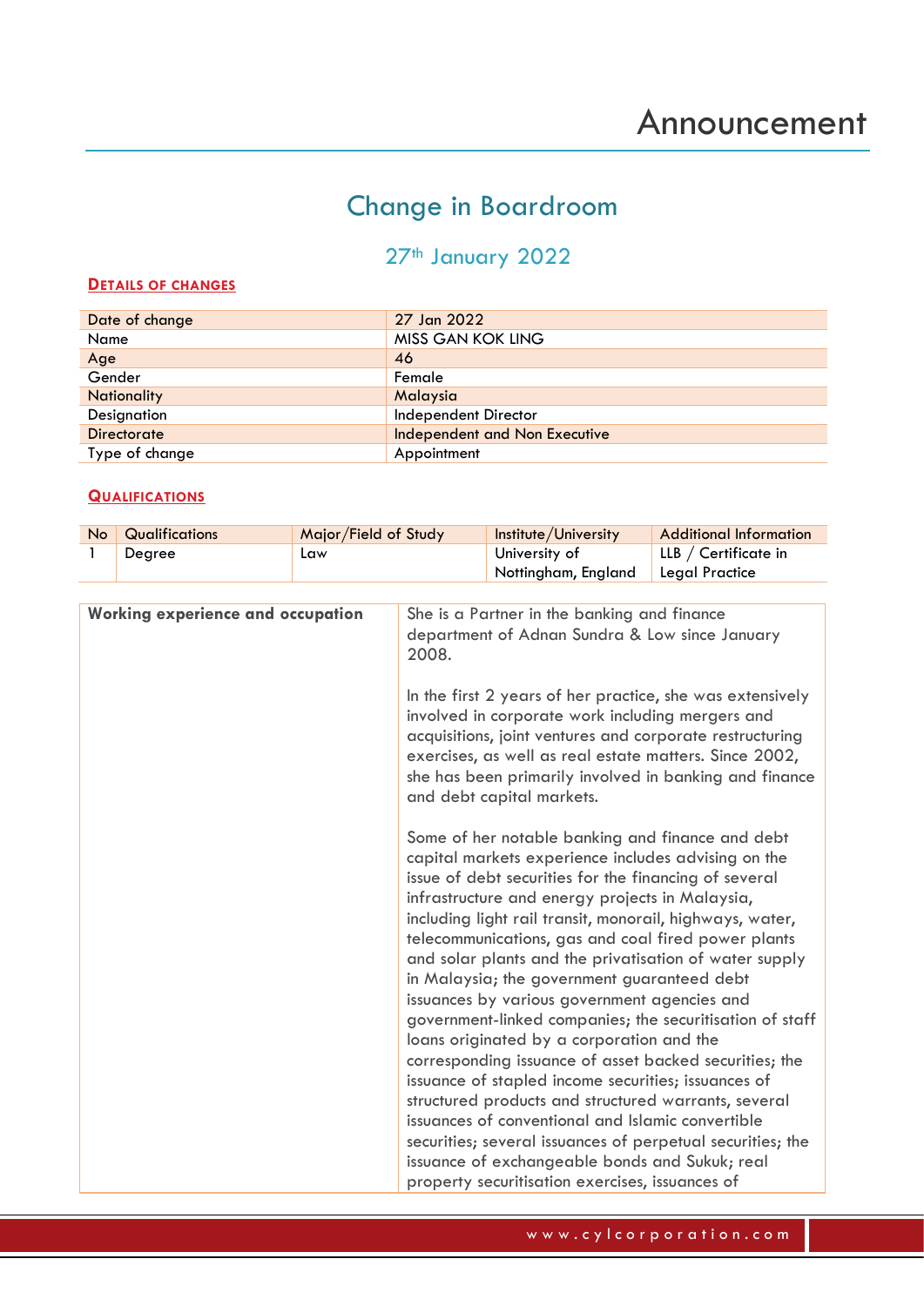# Announcement

## Change in Boardroom

### 27th January 2022

**DETAILS OF CHANGES**

| Date of change | 27 Jan 2022 |
|---|---|
| Name | MISS GAN KOK LING |
| Age | 46 |
| Gender | Female |
| Nationality | Malaysia |
| Designation | Independent Director |
| Directorate | Independent and Non Executive |
| Type of change | Appointment |

**QUALIFICATIONS**

| No | Qualifications | Major/Field of Study | Institute/University | Additional Information |
|---|---|---|---|---|
| 1 | Degree | Law | University of Nottingham, England | LLB / Certificate in Legal Practice |

| Working experience and occupation | She is a Partner in the banking and finance department of Adnan Sundra & Low since January 2008.<br><br>In the first 2 years of her practice, she was extensively involved in corporate work including mergers and acquisitions, joint ventures and corporate restructuring exercises, as well as real estate matters. Since 2002, she has been primarily involved in banking and finance and debt capital markets.<br><br>Some of her notable banking and finance and debt capital markets experience includes advising on the issue of debt securities for the financing of several infrastructure and energy projects in Malaysia, including light rail transit, monorail, highways, water, telecommunications, gas and coal fired power plants and solar plants and the privatisation of water supply in Malaysia; the government guaranteed debt issuances by various government agencies and government-linked companies; the securitisation of staff loans originated by a corporation and the corresponding issuance of asset backed securities; the issuance of stapled income securities; issuances of structured products and structured warrants, several issuances of conventional and Islamic convertible securities; several issuances of perpetual securities; the issuance of exchangeable bonds and Sukuk; real property securitisation exercises, issuances of |
|---|---|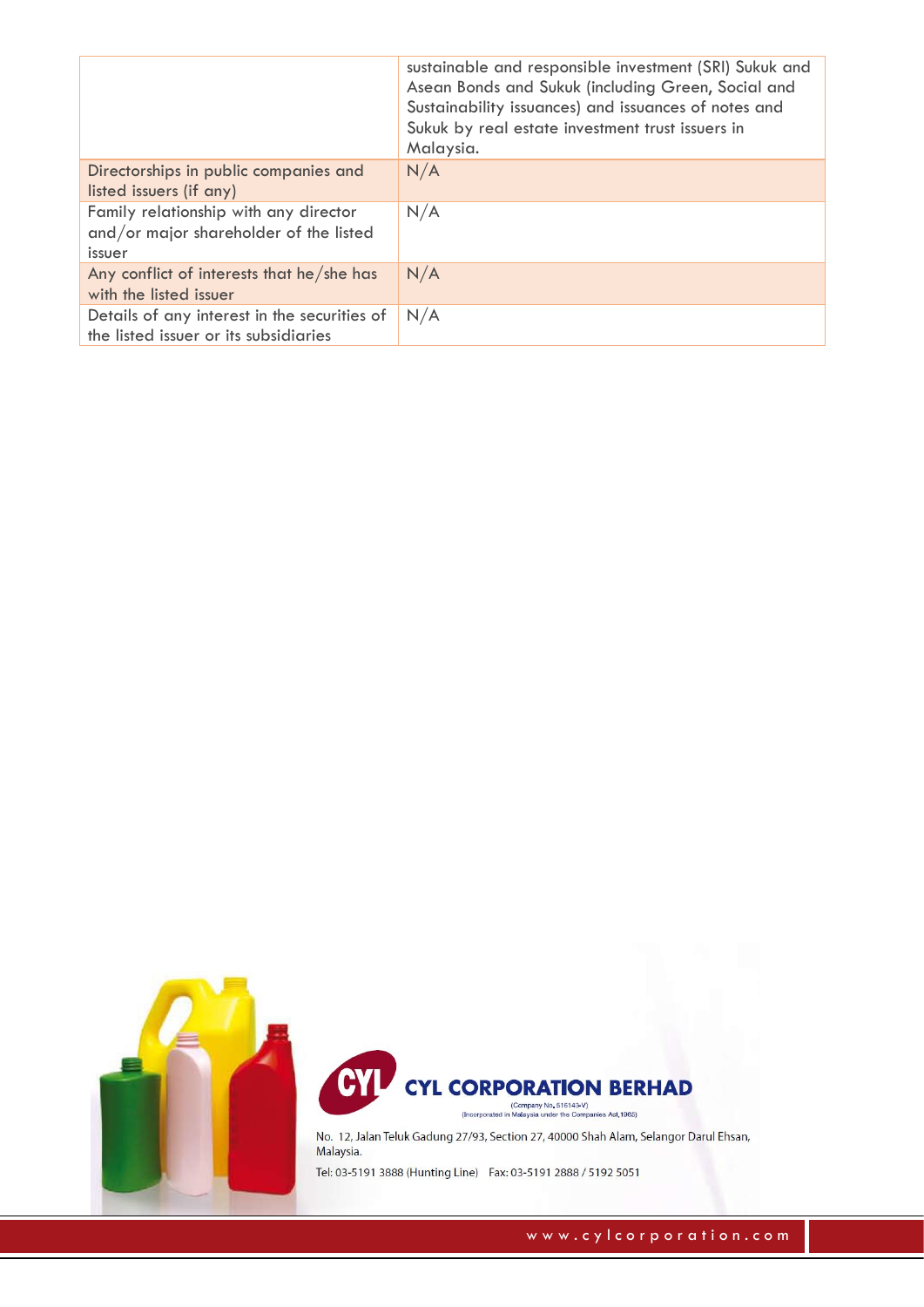| | |
|---|---|
| | sustainable and responsible investment (SRI) Sukuk and Asean Bonds and Sukuk (including Green, Social and Sustainability issuances) and issuances of notes and Sukuk by real estate investment trust issuers in Malaysia. |
| Directorships in public companies and listed issuers (if any) | N/A |
| Family relationship with any director and/or major shareholder of the listed issuer | N/A |
| Any conflict of interests that he/she has with the listed issuer | N/A |
| Details of any interest in the securities of the listed issuer or its subsidiaries | N/A |

**CYL CORPORATION BERHAD**

(Company No. 516143-V)
(Incorporated in Malaysia under the Companies Act,1965)

No. 12, Jalan Teluk Gadung 27/93, Section 27, 40000 Shah Alam, Selangor Darul Ehsan, Malaysia.

Tel: 03-5191 3888 (Hunting Line) Fax: 03-5191 2888 / 5192 5051

www.cylcorporation.com